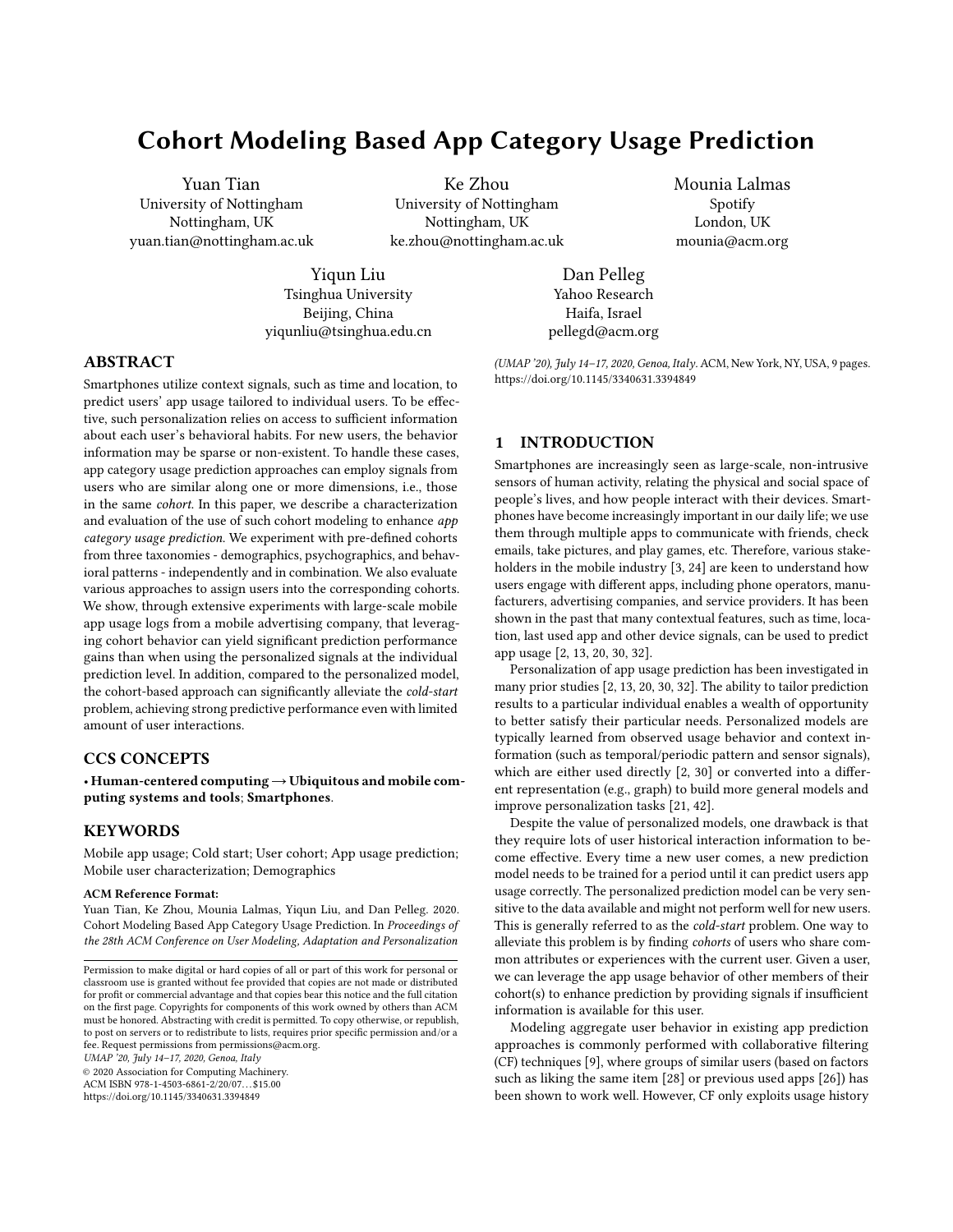# Cohort Modeling Based App Category Usage Prediction

Yuan Tian
University of Nottingham
Nottingham, UK
yuan.tian@nottingham.ac.uk

Ke Zhou
University of Nottingham
Nottingham, UK
ke.zhou@nottingham.ac.uk

Mounia Lalmas
Spotify
London, UK
mounia@acm.org

Yiqun Liu
Tsinghua University
Beijing, China
yiqunliu@tsinghua.edu.cn

Dan Pelleg
Yahoo Research
Haifa, Israel
pellegd@acm.org

## ABSTRACT

Smartphones utilize context signals, such as time and location, to predict users' app usage tailored to individual users. To be effective, such personalization relies on access to sufficient information about each user's behavioral habits. For new users, the behavior information may be sparse or non-existent. To handle these cases, app category usage prediction approaches can employ signals from users who are similar along one or more dimensions, i.e., those in the same *cohort*. In this paper, we describe a characterization and evaluation of the use of such cohort modeling to enhance *app category usage prediction*. We experiment with pre-defined cohorts from three taxonomies - demographics, psychographics, and behavioral patterns - independently and in combination. We also evaluate various approaches to assign users into the corresponding cohorts. We show, through extensive experiments with large-scale mobile app usage logs from a mobile advertising company, that leveraging cohort behavior can yield significant prediction performance gains than when using the personalized signals at the individual prediction level. In addition, compared to the personalized model, the cohort-based approach can significantly alleviate the *cold-start* problem, achieving strong predictive performance even with limited amount of user interactions.

## CCS CONCEPTS

• **Human-centered computing → Ubiquitous and mobile computing systems and tools**; **Smartphones**.

## KEYWORDS

Mobile app usage; Cold start; User cohort; App usage prediction; Mobile user characterization; Demographics

**ACM Reference Format:**
Yuan Tian, Ke Zhou, Mounia Lalmas, Yiqun Liu, and Dan Pelleg. 2020. Cohort Modeling Based App Category Usage Prediction. In *Proceedings of the 28th ACM Conference on User Modeling, Adaptation and Personalization (UMAP '20), July 14–17, 2020, Genoa, Italy.* ACM, New York, NY, USA, 9 pages. https://doi.org/10.1145/3340631.3394849

Permission to make digital or hard copies of all or part of this work for personal or classroom use is granted without fee provided that copies are not made or distributed for profit or commercial advantage and that copies bear this notice and the full citation on the first page. Copyrights for components of this work owned by others than ACM must be honored. Abstracting with credit is permitted. To copy otherwise, or republish, to post on servers or to redistribute to lists, requires prior specific permission and/or a fee. Request permissions from permissions@acm.org.
*UMAP '20, July 14–17, 2020, Genoa, Italy*
© 2020 Association for Computing Machinery.
ACM ISBN 978-1-4503-6861-2/20/07...$15.00
https://doi.org/10.1145/3340631.3394849

## 1 INTRODUCTION

Smartphones are increasingly seen as large-scale, non-intrusive sensors of human activity, relating the physical and social space of people's lives, and how people interact with their devices. Smartphones have become increasingly important in our daily life; we use them through multiple apps to communicate with friends, check emails, take pictures, and play games, etc. Therefore, various stakeholders in the mobile industry [3, 24] are keen to understand how users engage with different apps, including phone operators, manufacturers, advertising companies, and service providers. It has been shown in the past that many contextual features, such as time, location, last used app and other device signals, can be used to predict app usage [2, 13, 20, 30, 32].

Personalization of app usage prediction has been investigated in many prior studies [2, 13, 20, 30, 32]. The ability to tailor prediction results to a particular individual enables a wealth of opportunity to better satisfy their particular needs. Personalized models are typically learned from observed usage behavior and context information (such as temporal/periodic pattern and sensor signals), which are either used directly [2, 30] or converted into a different representation (e.g., graph) to build more general models and improve personalization tasks [21, 42].

Despite the value of personalized models, one drawback is that they require lots of user historical interaction information to become effective. Every time a new user comes, a new prediction model needs to be trained for a period until it can predict users app usage correctly. The personalized prediction model can be very sensitive to the data available and might not perform well for new users. This is generally referred to as the *cold-start* problem. One way to alleviate this problem is by finding *cohorts* of users who share common attributes or experiences with the current user. Given a user, we can leverage the app usage behavior of other members of their cohort(s) to enhance prediction by providing signals if insufficient information is available for this user.

Modeling aggregate user behavior in existing app prediction approaches is commonly performed with collaborative filtering (CF) techniques [9], where groups of similar users (based on factors such as liking the same item [28] or previous used apps [26]) has been shown to work well. However, CF only exploits usage history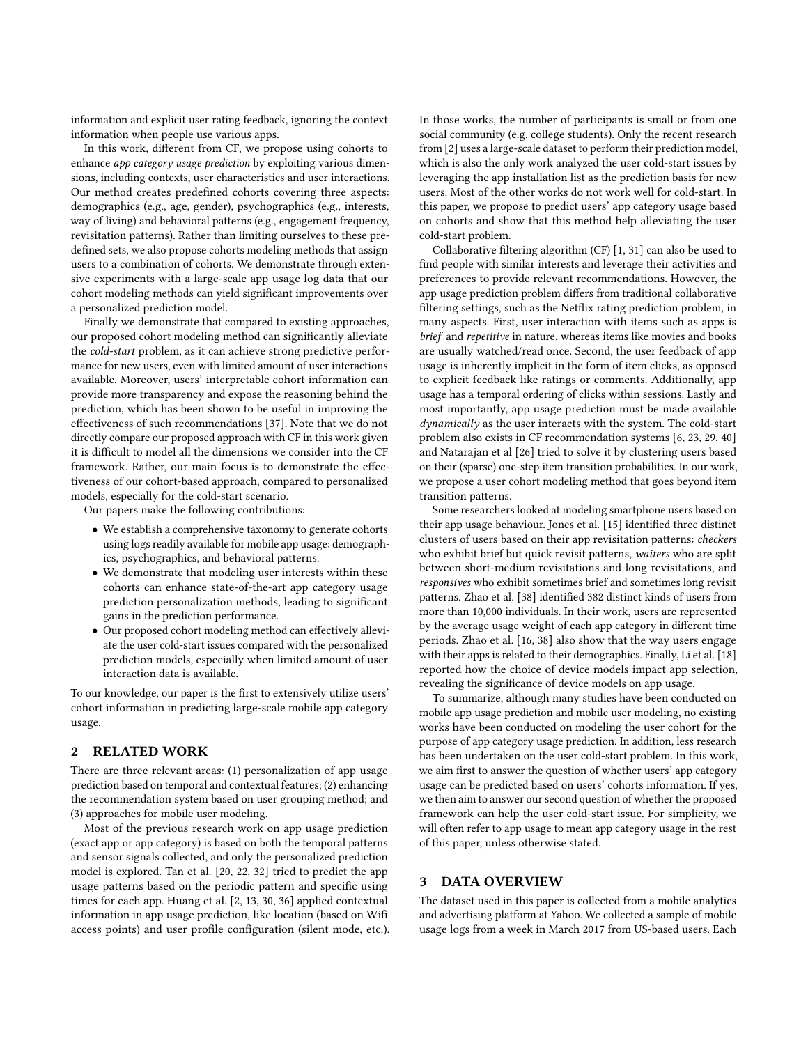information and explicit user rating feedback, ignoring the context information when people use various apps.

In this work, different from CF, we propose using cohorts to enhance *app category usage prediction* by exploiting various dimensions, including contexts, user characteristics and user interactions. Our method creates predefined cohorts covering three aspects: demographics (e.g., age, gender), psychographics (e.g., interests, way of living) and behavioral patterns (e.g., engagement frequency, revisitation patterns). Rather than limiting ourselves to these predefined sets, we also propose cohorts modeling methods that assign users to a combination of cohorts. We demonstrate through extensive experiments with a large-scale app usage log data that our cohort modeling methods can yield significant improvements over a personalized prediction model.

Finally we demonstrate that compared to existing approaches, our proposed cohort modeling method can significantly alleviate the *cold-start* problem, as it can achieve strong predictive performance for new users, even with limited amount of user interactions available. Moreover, users' interpretable cohort information can provide more transparency and expose the reasoning behind the prediction, which has been shown to be useful in improving the effectiveness of such recommendations [37]. Note that we do not directly compare our proposed approach with CF in this work given it is difficult to model all the dimensions we consider into the CF framework. Rather, our main focus is to demonstrate the effectiveness of our cohort-based approach, compared to personalized models, especially for the cold-start scenario.

Our papers make the following contributions:

- We establish a comprehensive taxonomy to generate cohorts using logs readily available for mobile app usage: demographics, psychographics, and behavioral patterns.
- We demonstrate that modeling user interests within these cohorts can enhance state-of-the-art app category usage prediction personalization methods, leading to significant gains in the prediction performance.
- Our proposed cohort modeling method can effectively alleviate the user cold-start issues compared with the personalized prediction models, especially when limited amount of user interaction data is available.

To our knowledge, our paper is the first to extensively utilize users' cohort information in predicting large-scale mobile app category usage.

## 2 RELATED WORK

There are three relevant areas: (1) personalization of app usage prediction based on temporal and contextual features; (2) enhancing the recommendation system based on user grouping method; and (3) approaches for mobile user modeling.

Most of the previous research work on app usage prediction (exact app or app category) is based on both the temporal patterns and sensor signals collected, and only the personalized prediction model is explored. Tan et al. [20, 22, 32] tried to predict the app usage patterns based on the periodic pattern and specific using times for each app. Huang et al. [2, 13, 30, 36] applied contextual information in app usage prediction, like location (based on Wifi access points) and user profile configuration (silent mode, etc.). In those works, the number of participants is small or from one social community (e.g. college students). Only the recent research from [2] uses a large-scale dataset to perform their prediction model, which is also the only work analyzed the user cold-start issues by leveraging the app installation list as the prediction basis for new users. Most of the other works do not work well for cold-start. In this paper, we propose to predict users' app category usage based on cohorts and show that this method help alleviating the user cold-start problem.

Collaborative filtering algorithm (CF) [1, 31] can also be used to find people with similar interests and leverage their activities and preferences to provide relevant recommendations. However, the app usage prediction problem differs from traditional collaborative filtering settings, such as the Netflix rating prediction problem, in many aspects. First, user interaction with items such as apps is *brief* and *repetitive* in nature, whereas items like movies and books are usually watched/read once. Second, the user feedback of app usage is inherently implicit in the form of item clicks, as opposed to explicit feedback like ratings or comments. Additionally, app usage has a temporal ordering of clicks within sessions. Lastly and most importantly, app usage prediction must be made available *dynamically* as the user interacts with the system. The cold-start problem also exists in CF recommendation systems [6, 23, 29, 40] and Natarajan et al [26] tried to solve it by clustering users based on their (sparse) one-step item transition probabilities. In our work, we propose a user cohort modeling method that goes beyond item transition patterns.

Some researchers looked at modeling smartphone users based on their app usage behaviour. Jones et al. [15] identified three distinct clusters of users based on their app revisitation patterns: *checkers* who exhibit brief but quick revisit patterns, *waiters* who are split between short-medium revisitations and long revisitations, and *responsives* who exhibit sometimes brief and sometimes long revisit patterns. Zhao et al. [38] identified 382 distinct kinds of users from more than 10,000 individuals. In their work, users are represented by the average usage weight of each app category in different time periods. Zhao et al. [16, 38] also show that the way users engage with their apps is related to their demographics. Finally, Li et al. [18] reported how the choice of device models impact app selection, revealing the significance of device models on app usage.

To summarize, although many studies have been conducted on mobile app usage prediction and mobile user modeling, no existing works have been conducted on modeling the user cohort for the purpose of app category usage prediction. In addition, less research has been undertaken on the user cold-start problem. In this work, we aim first to answer the question of whether users' app category usage can be predicted based on users' cohorts information. If yes, we then aim to answer our second question of whether the proposed framework can help the user cold-start issue. For simplicity, we will often refer to app usage to mean app category usage in the rest of this paper, unless otherwise stated.

## 3 DATA OVERVIEW

The dataset used in this paper is collected from a mobile analytics and advertising platform at Yahoo. We collected a sample of mobile usage logs from a week in March 2017 from US-based users. Each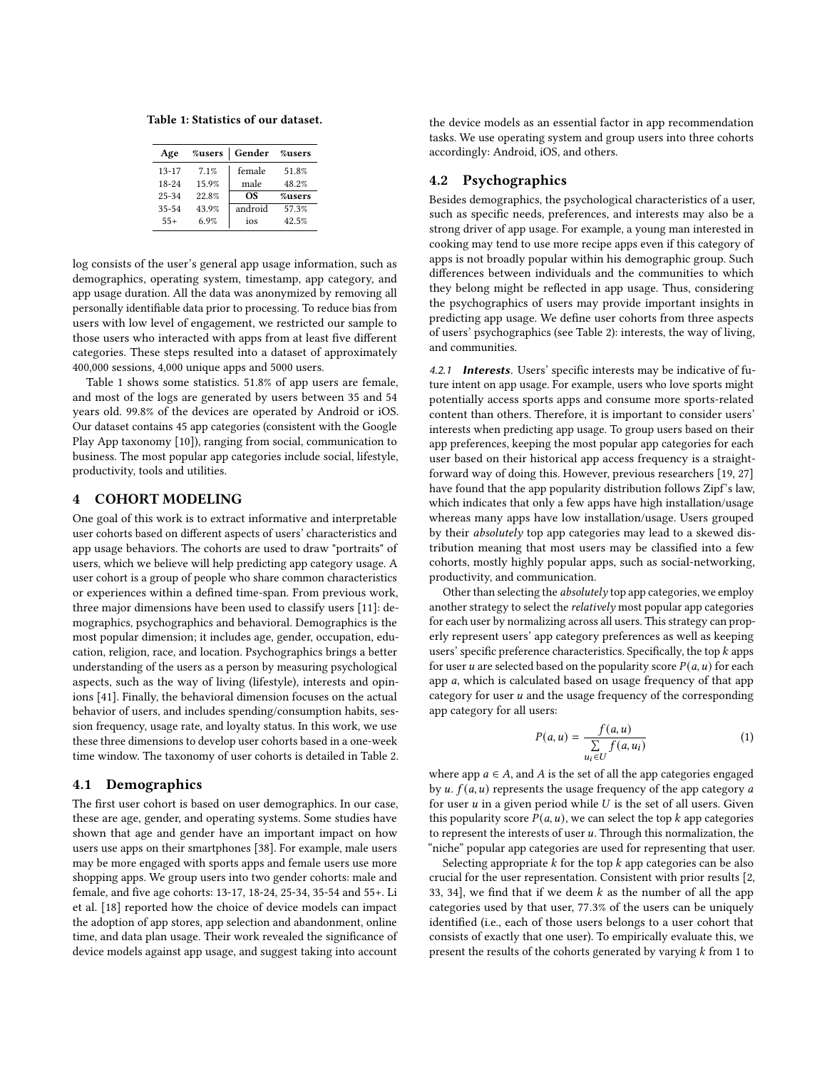**Table 1: Statistics of our dataset.**

| Age | %users | Gender | %users |
|---|---|---|---|
| 13-17 | 7.1% | female | 51.8% |
| 18-24 | 15.9% | male | 48.2% |
| 25-34 | 22.8% | **OS** | **%users** |
| 35-54 | 43.9% | android | 57.3% |
| 55+ | 6.9% | ios | 42.5% |

log consists of the user's general app usage information, such as demographics, operating system, timestamp, app category, and app usage duration. All the data was anonymized by removing all personally identifiable data prior to processing. To reduce bias from users with low level of engagement, we restricted our sample to those users who interacted with apps from at least five different categories. These steps resulted into a dataset of approximately 400,000 sessions, 4,000 unique apps and 5000 users.

Table 1 shows some statistics. 51.8% of app users are female, and most of the logs are generated by users between 35 and 54 years old. 99.8% of the devices are operated by Android or iOS. Our dataset contains 45 app categories (consistent with the Google Play App taxonomy [10]), ranging from social, communication to business. The most popular app categories include social, lifestyle, productivity, tools and utilities.

## 4 COHORT MODELING

One goal of this work is to extract informative and interpretable user cohorts based on different aspects of users' characteristics and app usage behaviors. The cohorts are used to draw "portraits" of users, which we believe will help predicting app category usage. A user cohort is a group of people who share common characteristics or experiences within a defined time-span. From previous work, three major dimensions have been used to classify users [11]: demographics, psychographics and behavioral. Demographics is the most popular dimension; it includes age, gender, occupation, education, religion, race, and location. Psychographics brings a better understanding of the users as a person by measuring psychological aspects, such as the way of living (lifestyle), interests and opinions [41]. Finally, the behavioral dimension focuses on the actual behavior of users, and includes spending/consumption habits, session frequency, usage rate, and loyalty status. In this work, we use these three dimensions to develop user cohorts based in a one-week time window. The taxonomy of user cohorts is detailed in Table 2.

### 4.1 Demographics

The first user cohort is based on user demographics. In our case, these are age, gender, and operating systems. Some studies have shown that age and gender have an important impact on how users use apps on their smartphones [38]. For example, male users may be more engaged with sports apps and female users use more shopping apps. We group users into two gender cohorts: male and female, and five age cohorts: 13-17, 18-24, 25-34, 35-54 and 55+. Li et al. [18] reported how the choice of device models can impact the adoption of app stores, app selection and abandonment, online time, and data plan usage. Their work revealed the significance of device models against app usage, and suggest taking into account the device models as an essential factor in app recommendation tasks. We use operating system and group users into three cohorts accordingly: Android, iOS, and others.

### 4.2 Psychographics

Besides demographics, the psychological characteristics of a user, such as specific needs, preferences, and interests may also be a strong driver of app usage. For example, a young man interested in cooking may tend to use more recipe apps even if this category of apps is not broadly popular within his demographic group. Such differences between individuals and the communities to which they belong might be reflected in app usage. Thus, considering the psychographics of users may provide important insights in predicting app usage. We define user cohorts from three aspects of users' psychographics (see Table 2): interests, the way of living, and communities.

#### 4.2.1 *Interests*.

Users' specific interests may be indicative of future intent on app usage. For example, users who love sports might potentially access sports apps and consume more sports-related content than others. Therefore, it is important to consider users' interests when predicting app usage. To group users based on their app preferences, keeping the most popular app categories for each user based on their historical app access frequency is a straightforward way of doing this. However, previous researchers [19, 27] have found that the app popularity distribution follows Zipf's law, which indicates that only a few apps have high installation/usage whereas many apps have low installation/usage. Users grouped by their *absolutely* top app categories may lead to a skewed distribution meaning that most users may be classified into a few cohorts, mostly highly popular apps, such as social-networking, productivity, and communication.

Other than selecting the *absolutely* top app categories, we employ another strategy to select the *relatively* most popular app categories for each user by normalizing across all users. This strategy can properly represent users' app category preferences as well as keeping users' specific preference characteristics. Specifically, the top $k$ apps for user $u$ are selected based on the popularity score $P(a, u)$ for each app $a$, which is calculated based on usage frequency of that app category for user $u$ and the usage frequency of the corresponding app category for all users:

$$P(a, u) = \frac{f(a, u)}{\sum_{u_i \in U} f(a, u_i)} \tag{1}$$

where app $a \in A$, and $A$ is the set of all the app categories engaged by $u$. $f(a, u)$ represents the usage frequency of the app category $a$ for user $u$ in a given period while $U$ is the set of all users. Given this popularity score $P(a, u)$, we can select the top $k$ app categories to represent the interests of user $u$. Through this normalization, the "niche" popular app categories are used for representing that user.

Selecting appropriate $k$ for the top $k$ app categories can be also crucial for the user representation. Consistent with prior results [2, 33, 34], we find that if we deem $k$ as the number of all the app categories used by that user, 77.3% of the users can be uniquely identified (i.e., each of those users belongs to a user cohort that consists of exactly that one user). To empirically evaluate this, we present the results of the cohorts generated by varying $k$ from 1 to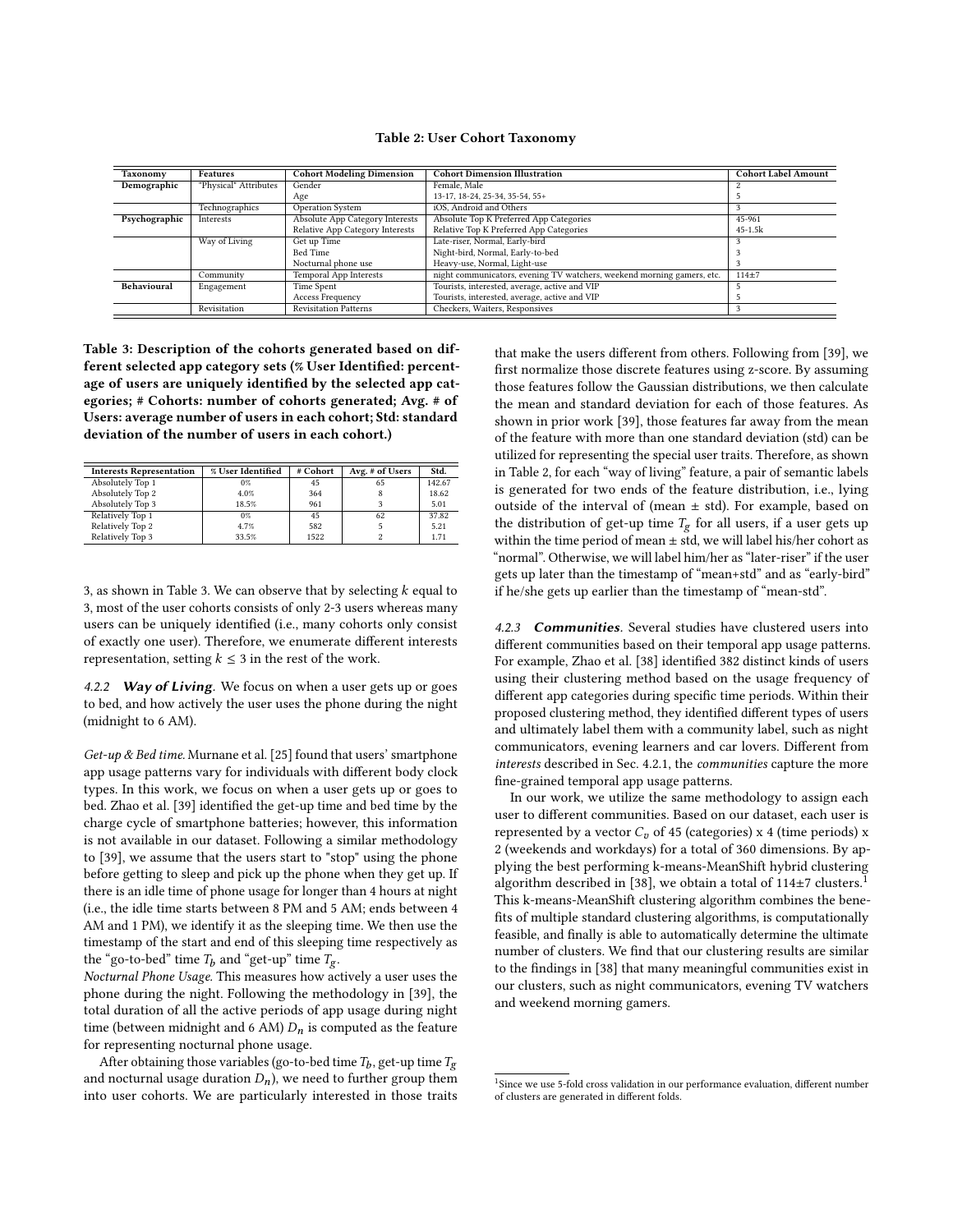**Table 2: User Cohort Taxonomy**

| Taxonomy | Features | Cohort Modeling Dimension | Cohort Dimension Illustration | Cohort Label Amount |
|---|---|---|---|---|
| **Demographic** | "Physical" Attributes | Gender | Female, Male | 2 |
| | | Age | 13-17, 18-24, 25-34, 35-54, 55+ | 5 |
| | Technographics | Operation System | iOS, Android and Others | 3 |
| **Psychographic** | Interests | Absolute App Category Interests | Absolute Top K Preferred App Categories | 45-961 |
| | | Relative App Category Interests | Relative Top K Preferred App Categories | 45-1.5k |
| | Way of Living | Get up Time | Late-riser, Normal, Early-bird | 3 |
| | | Bed Time | Night-bird, Normal, Early-to-bed | 3 |
| | | Nocturnal phone use | Heavy-use, Normal, Light-use | 3 |
| | Community | Temporal App Interests | night communicators, evening TV watchers, weekend morning gamers, etc. | 114±7 |
| **Behavioural** | Engagement | Time Spent | Tourists, interested, average, active and VIP | 5 |
| | | Access Frequency | Tourists, interested, average, active and VIP | 5 |
| | Revisitation | Revisitation Patterns | Checkers, Waiters, Responsives | 3 |

**Table 3: Description of the cohorts generated based on different selected app category sets (% User Identified: percentage of users are uniquely identified by the selected app categories; # Cohorts: number of cohorts generated; Avg. # of Users: average number of users in each cohort; Std: standard deviation of the number of users in each cohort.)**

| Interests Representation | % User Identified | # Cohort | Avg. # of Users | Std. |
|---|---|---|---|---|
| Absolutely Top 1 | 0% | 45 | 65 | 142.67 |
| Absolutely Top 2 | 4.0% | 364 | 8 | 18.62 |
| Absolutely Top 3 | 18.5% | 961 | 3 | 5.01 |
| Relatively Top 1 | 0% | 45 | 62 | 37.82 |
| Relatively Top 2 | 4.7% | 582 | 5 | 5.21 |
| Relatively Top 3 | 33.5% | 1522 | 2 | 1.71 |

3, as shown in Table 3. We can observe that by selecting $k$ equal to 3, most of the user cohorts consists of only 2-3 users whereas many users can be uniquely identified (i.e., many cohorts only consist of exactly one user). Therefore, we enumerate different interests representation, setting $k \leq 3$ in the rest of the work.

#### 4.2.2 *Way of Living*.

We focus on when a user gets up or goes to bed, and how actively the user uses the phone during the night (midnight to 6 AM).

*Get-up & Bed time.* Murnane et al. [25] found that users' smartphone app usage patterns vary for individuals with different body clock types. In this work, we focus on when a user gets up or goes to bed. Zhao et al. [39] identified the get-up time and bed time by the charge cycle of smartphone batteries; however, this information is not available in our dataset. Following a similar methodology to [39], we assume that the users start to "stop" using the phone before getting to sleep and pick up the phone when they get up. If there is an idle time of phone usage for longer than 4 hours at night (i.e., the idle time starts between 8 PM and 5 AM; ends between 4 AM and 1 PM), we identify it as the sleeping time. We then use the timestamp of the start and end of this sleeping time respectively as the "go-to-bed" time $T_b$ and "get-up" time $T_g$.

*Nocturnal Phone Usage.* This measures how actively a user uses the phone during the night. Following the methodology in [39], the total duration of all the active periods of app usage during night time (between midnight and 6 AM) $D_n$ is computed as the feature for representing nocturnal phone usage.

After obtaining those variables (go-to-bed time $T_b$, get-up time $T_g$ and nocturnal usage duration $D_n$), we need to further group them into user cohorts. We are particularly interested in those traits that make the users different from others. Following from [39], we first normalize those discrete features using z-score. By assuming those features follow the Gaussian distributions, we then calculate the mean and standard deviation for each of those features. As shown in prior work [39], those features far away from the mean of the feature with more than one standard deviation (std) can be utilized for representing the special user traits. Therefore, as shown in Table 2, for each "way of living" feature, a pair of semantic labels is generated for two ends of the feature distribution, i.e., lying outside of the interval of (mean ± std). For example, based on the distribution of get-up time $T_g$ for all users, if a user gets up within the time period of mean ± std, we will label his/her cohort as "normal". Otherwise, we will label him/her as "later-riser" if the user gets up later than the timestamp of "mean+std" and as "early-bird" if he/she gets up earlier than the timestamp of "mean-std".

#### 4.2.3 *Communities*.

Several studies have clustered users into different communities based on their temporal app usage patterns. For example, Zhao et al. [38] identified 382 distinct kinds of users using their clustering method based on the usage frequency of different app categories during specific time periods. Within their proposed clustering method, they identified different types of users and ultimately label them with a community label, such as night communicators, evening learners and car lovers. Different from *interests* described in Sec. 4.2.1, the *communities* capture the more fine-grained temporal app usage patterns.

In our work, we utilize the same methodology to assign each user to different communities. Based on our dataset, each user is represented by a vector $C_v$ of 45 (categories) x 4 (time periods) x 2 (weekends and workdays) for a total of 360 dimensions. By applying the best performing k-means-MeanShift hybrid clustering algorithm described in [38], we obtain a total of 114±7 clusters.[1] This k-means-MeanShift clustering algorithm combines the benefits of multiple standard clustering algorithms, is computationally feasible, and finally is able to automatically determine the ultimate number of clusters. We find that our clustering results are similar to the findings in [38] that many meaningful communities exist in our clusters, such as night communicators, evening TV watchers and weekend morning gamers.

[1] Since we use 5-fold cross validation in our performance evaluation, different number of clusters are generated in different folds.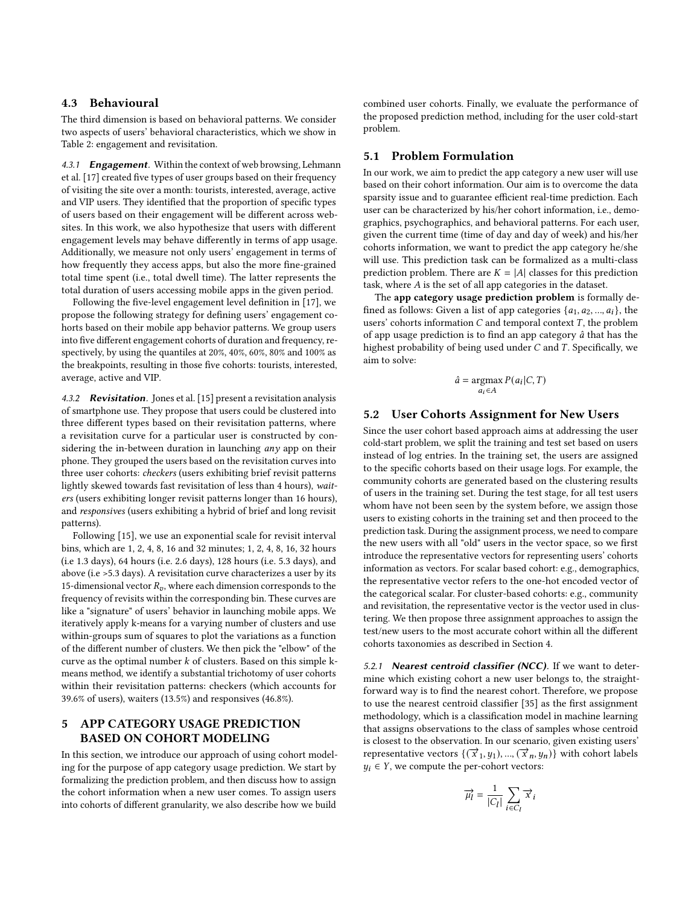### 4.3 Behavioural

The third dimension is based on behavioral patterns. We consider two aspects of users' behavioral characteristics, which we show in Table 2: engagement and revisitation.

*4.3.1* ***Engagement***. Within the context of web browsing, Lehmann et al. [17] created five types of user groups based on their frequency of visiting the site over a month: tourists, interested, average, active and VIP users. They identified that the proportion of specific types of users based on their engagement will be different across websites. In this work, we also hypothesize that users with different engagement levels may behave differently in terms of app usage. Additionally, we measure not only users' engagement in terms of how frequently they access apps, but also the more fine-grained total time spent (i.e., total dwell time). The latter represents the total duration of users accessing mobile apps in the given period.

Following the five-level engagement level definition in [17], we propose the following strategy for defining users' engagement cohorts based on their mobile app behavior patterns. We group users into five different engagement cohorts of duration and frequency, respectively, by using the quantiles at 20%, 40%, 60%, 80% and 100% as the breakpoints, resulting in those five cohorts: tourists, interested, average, active and VIP.

*4.3.2* ***Revisitation***. Jones et al. [15] present a revisitation analysis of smartphone use. They propose that users could be clustered into three different types based on their revisitation patterns, where a revisitation curve for a particular user is constructed by considering the in-between duration in launching *any* app on their phone. They grouped the users based on the revisitation curves into three user cohorts: *checkers* (users exhibiting brief revisit patterns lightly skewed towards fast revisitation of less than 4 hours), *waiters* (users exhibiting longer revisit patterns longer than 16 hours), and *responsives* (users exhibiting a hybrid of brief and long revisit patterns).

Following [15], we use an exponential scale for revisit interval bins, which are 1, 2, 4, 8, 16 and 32 minutes; 1, 2, 4, 8, 16, 32 hours (i.e 1.3 days), 64 hours (i.e. 2.6 days), 128 hours (i.e. 5.3 days), and above (i.e >5.3 days). A revisitation curve characterizes a user by its 15-dimensional vector $R_v$, where each dimension corresponds to the frequency of revisits within the corresponding bin. These curves are like a "signature" of users' behavior in launching mobile apps. We iteratively apply k-means for a varying number of clusters and use within-groups sum of squares to plot the variations as a function of the different number of clusters. We then pick the "elbow" of the curve as the optimal number $k$ of clusters. Based on this simple k-means method, we identify a substantial trichotomy of user cohorts within their revisitation patterns: checkers (which accounts for 39.6% of users), waiters (13.5%) and responsives (46.8%).

## 5 APP CATEGORY USAGE PREDICTION BASED ON COHORT MODELING

In this section, we introduce our approach of using cohort modeling for the purpose of app category usage prediction. We start by formalizing the prediction problem, and then discuss how to assign the cohort information when a new user comes. To assign users into cohorts of different granularity, we also describe how we build combined user cohorts. Finally, we evaluate the performance of the proposed prediction method, including for the user cold-start problem.

### 5.1 Problem Formulation

In our work, we aim to predict the app category a new user will use based on their cohort information. Our aim is to overcome the data sparsity issue and to guarantee efficient real-time prediction. Each user can be characterized by his/her cohort information, i.e., demographics, psychographics, and behavioral patterns. For each user, given the current time (time of day and day of week) and his/her cohorts information, we want to predict the app category he/she will use. This prediction task can be formalized as a multi-class prediction problem. There are $K = |A|$ classes for this prediction task, where $A$ is the set of all app categories in the dataset.

The **app category usage prediction problem** is formally defined as follows: Given a list of app categories $\{a_1, a_2, ..., a_i\}$, the users' cohorts information $C$ and temporal context $T$, the problem of app usage prediction is to find an app category $\hat{a}$ that has the highest probability of being used under $C$ and $T$. Specifically, we aim to solve:

$$\hat{a} = \underset{a_i \in A}{\operatorname{argmax}}\, P(a_i | C, T)$$

### 5.2 User Cohorts Assignment for New Users

Since the user cohort based approach aims at addressing the user cold-start problem, we split the training and test set based on users instead of log entries. In the training set, the users are assigned to the specific cohorts based on their usage logs. For example, the community cohorts are generated based on the clustering results of users in the training set. During the test stage, for all test users whom have not been seen by the system before, we assign those users to existing cohorts in the training set and then proceed to the prediction task. During the assignment process, we need to compare the new users with all "old" users in the vector space, so we first introduce the representative vectors for representing users' cohorts information as vectors. For scalar based cohort: e.g., demographics, the representative vector refers to the one-hot encoded vector of the categorical scalar. For cluster-based cohorts: e.g., community and revisitation, the representative vector is the vector used in clustering. We then propose three assignment approaches to assign the test/new users to the most accurate cohort within all the different cohorts taxonomies as described in Section 4.

*5.2.1* ***Nearest centroid classifier (NCC)***. If we want to determine which existing cohort a new user belongs to, the straightforward way is to find the nearest cohort. Therefore, we propose to use the nearest centroid classifier [35] as the first assignment methodology, which is a classification model in machine learning that assigns observations to the class of samples whose centroid is closest to the observation. In our scenario, given existing users' representative vectors $\{(\vec{x}_1, y_1), ..., (\vec{x}_n, y_n)\}$ with cohort labels $y_i \in Y$, we compute the per-cohort vectors:

$$\vec{\mu_l} = \frac{1}{|C_l|} \sum_{i \in C_l} \vec{x}_i$$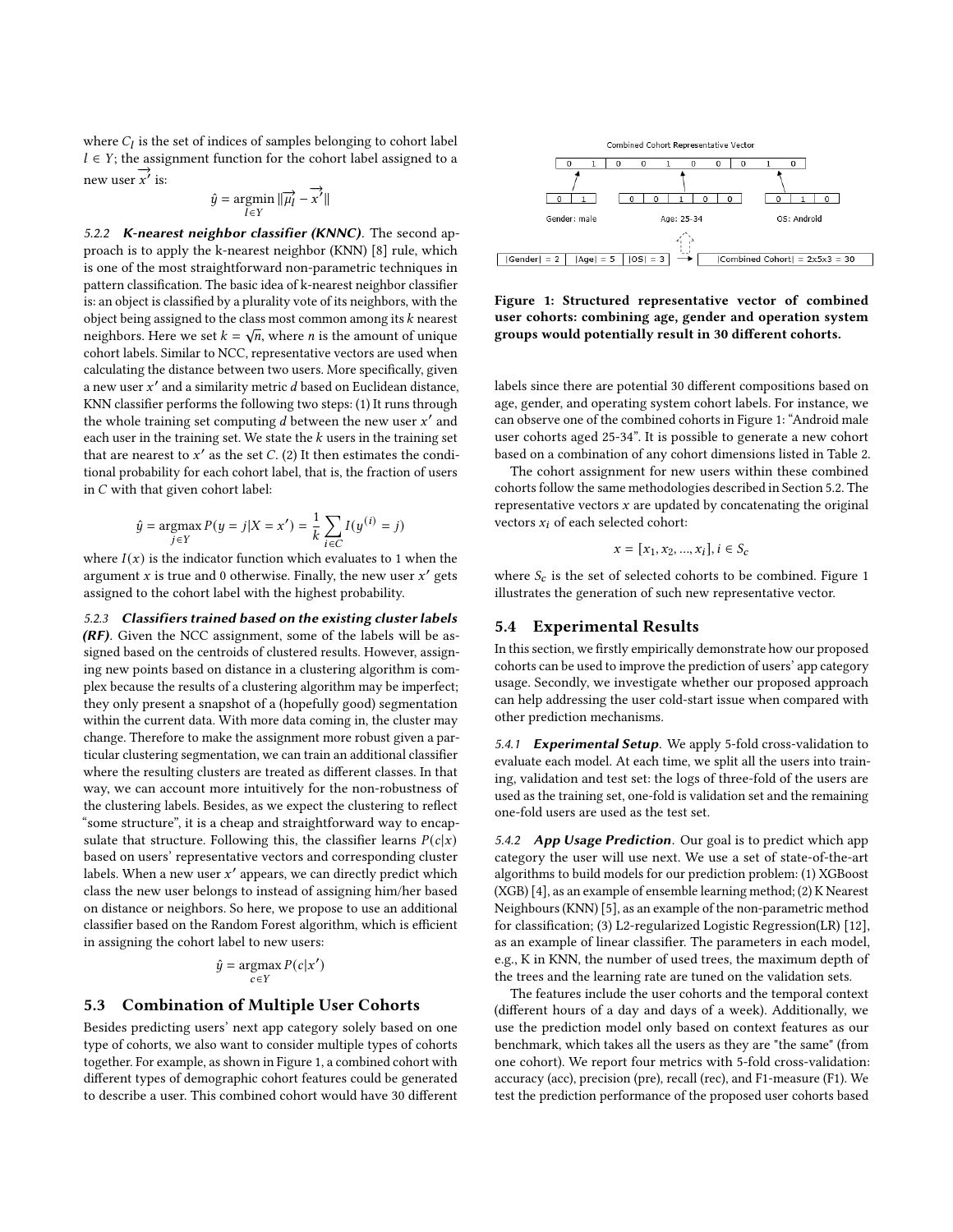where $C_l$ is the set of indices of samples belonging to cohort label $l \in Y$; the assignment function for the cohort label assigned to a new user $\overrightarrow{x'}$ is:

$$\hat{y} = \underset{l \in Y}{\operatorname{argmin}} \|\overrightarrow{\mu_l} - \overrightarrow{x'}\|$$

#### 5.2.2 *K-nearest neighbor classifier (KNNC)*.

The second approach is to apply the k-nearest neighbor (KNN) [8] rule, which is one of the most straightforward non-parametric techniques in pattern classification. The basic idea of k-nearest neighbor classifier is: an object is classified by a plurality vote of its neighbors, with the object being assigned to the class most common among its $k$ nearest neighbors. Here we set $k = \sqrt{n}$, where $n$ is the amount of unique cohort labels. Similar to NCC, representative vectors are used when calculating the distance between two users. More specifically, given a new user $x'$ and a similarity metric $d$ based on Euclidean distance, KNN classifier performs the following two steps: (1) It runs through the whole training set computing $d$ between the new user $x'$ and each user in the training set. We state the $k$ users in the training set that are nearest to $x'$ as the set $C$. (2) It then estimates the conditional probability for each cohort label, that is, the fraction of users in $C$ with that given cohort label:

$$\hat{y} = \underset{j \in Y}{\operatorname{argmax}} P(y = j | X = x') = \frac{1}{k} \sum_{i \in C} I(y^{(i)} = j)$$

where $I(x)$ is the indicator function which evaluates to 1 when the argument $x$ is true and 0 otherwise. Finally, the new user $x'$ gets assigned to the cohort label with the highest probability.

#### 5.2.3 *Classifiers trained based on the existing cluster labels (RF)*.

Given the NCC assignment, some of the labels will be assigned based on the centroids of clustered results. However, assigning new points based on distance in a clustering algorithm is complex because the results of a clustering algorithm may be imperfect; they only present a snapshot of a (hopefully good) segmentation within the current data. With more data coming in, the cluster may change. Therefore to make the assignment more robust given a particular clustering segmentation, we can train an additional classifier where the resulting clusters are treated as different classes. In that way, we can account more intuitively for the non-robustness of the clustering labels. Besides, as we expect the clustering to reflect "some structure", it is a cheap and straightforward way to encapsulate that structure. Following this, the classifier learns $P(c|x)$ based on users' representative vectors and corresponding cluster labels. When a new user $x'$ appears, we can directly predict which class the new user belongs to instead of assigning him/her based on distance or neighbors. So here, we propose to use an additional classifier based on the Random Forest algorithm, which is efficient in assigning the cohort label to new users:

$$\hat{y} = \underset{c \in Y}{\operatorname{argmax}} P(c|x')$$

### 5.3 Combination of Multiple User Cohorts

Besides predicting users' next app category solely based on one type of cohorts, we also want to consider multiple types of cohorts together. For example, as shown in Figure 1, a combined cohort with different types of demographic cohort features could be generated to describe a user. This combined cohort would have 30 different labels since there are potential 30 different compositions based on age, gender, and operating system cohort labels. For instance, we can observe one of the combined cohorts in Figure 1: "Android male user cohorts aged 25-34". It is possible to generate a new cohort based on a combination of any cohort dimensions listed in Table 2.

Combined Cohort Representative Vector

| 0 | 1 | 0 | 0 | 1 | 0 | 0 | 0 | 1 | 0 |
|---|---|---|---|---|---|---|---|---|---|

Gender: male [0 1] | Age: 25-34 [0 0 1 0 0] | OS: Android [0 1 0]

|Gender| = 2 | |Age| = 5 | |OS| = 3 → |Combined Cohort| = 2x5x3 = 30

**Figure 1: Structured representative vector of combined user cohorts: combining age, gender and operation system groups would potentially result in 30 different cohorts.**

The cohort assignment for new users within these combined cohorts follow the same methodologies described in Section 5.2. The representative vectors $x$ are updated by concatenating the original vectors $x_i$ of each selected cohort:

$$x = [x_1, x_2, ..., x_i], i \in S_c$$

where $S_c$ is the set of selected cohorts to be combined. Figure 1 illustrates the generation of such new representative vector.

### 5.4 Experimental Results

In this section, we firstly empirically demonstrate how our proposed cohorts can be used to improve the prediction of users' app category usage. Secondly, we investigate whether our proposed approach can help addressing the user cold-start issue when compared with other prediction mechanisms.

#### 5.4.1 *Experimental Setup*.

We apply 5-fold cross-validation to evaluate each model. At each time, we split all the users into training, validation and test set: the logs of three-fold of the users are used as the training set, one-fold is validation set and the remaining one-fold users are used as the test set.

#### 5.4.2 *App Usage Prediction*.

Our goal is to predict which app category the user will use next. We use a set of state-of-the-art algorithms to build models for our prediction problem: (1) XGBoost (XGB) [4], as an example of ensemble learning method; (2) K Nearest Neighbours (KNN) [5], as an example of the non-parametric method for classification; (3) L2-regularized Logistic Regression(LR) [12], as an example of linear classifier. The parameters in each model, e.g., K in KNN, the number of used trees, the maximum depth of the trees and the learning rate are tuned on the validation sets.

The features include the user cohorts and the temporal context (different hours of a day and days of a week). Additionally, we use the prediction model only based on context features as our benchmark, which takes all the users as they are "the same" (from one cohort). We report four metrics with 5-fold cross-validation: accuracy (acc), precision (pre), recall (rec), and F1-measure (F1). We test the prediction performance of the proposed user cohorts based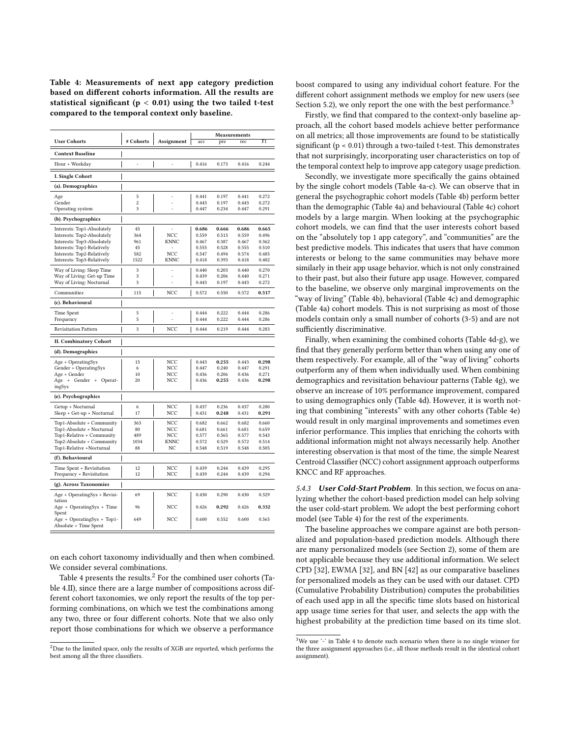**Table 4: Measurements of next app category prediction based on different cohorts information. All the results are statistical significant (p < 0.01) using the two tailed t-test compared to the temporal context only baseline.**

| User Cohorts | # Cohorts | Assignment | Measurements acc | pre | rec | F1 |
|---|---|---|---|---|---|---|
| **Context Baseline** | | | | | | |
| Hour + Weekday | - | - | 0.416 | 0.173 | 0.416 | 0.244 |
| **I. Single Cohort** | | | | | | |
| **(a). Demographics** | | | | | | |
| Age | 5 | - | 0.441 | 0.197 | 0.441 | 0.272 |
| Gender | 2 | - | 0.443 | 0.197 | 0.443 | 0.272 |
| Operating system | 3 | - | 0.447 | 0.234 | 0.447 | 0.291 |
| **(b). Psychographics** | | | | | | |
| Interests: Top1-Absolutely | 45 | - | **0.686** | **0.666** | **0.686** | **0.665** |
| Interests: Top2-Absolutely | 364 | NCC | 0.559 | 0.515 | 0.559 | 0.496 |
| Interests: Top3-Absolutely | 961 | KNNC | 0.467 | 0.387 | 0.467 | 0.362 |
| Interests: Top1-Relatively | 45 | - | 0.555 | 0.528 | 0.555 | 0.510 |
| Interests: Top2-Relatively | 582 | NCC | 0.547 | 0.494 | 0.574 | 0.485 |
| Interests: Top3-Relatively | 1522 | KNNC | 0.418 | 0.393 | 0.418 | 0.402 |
| Way of Living: Sleep Time | 3 | - | 0.440 | 0.203 | 0.440 | 0.270 |
| Way of Living: Get-up Time | 3 | - | 0.439 | 0.206 | 0.440 | 0.271 |
| Way of Living: Nocturnal | 3 | - | 0.443 | 0.197 | 0.443 | 0.272 |
| Communities | 115 | NCC | 0.572 | 0.550 | 0.572 | **0.517** |
| **(c). Behavioural** | | | | | | |
| Time Spent | 5 | - | 0.444 | 0.222 | 0.444 | 0.286 |
| Frequency | 5 | - | 0.444 | 0.222 | 0.444 | 0.286 |
| Revisitation Pattern | 3 | NCC | 0.444 | 0.219 | 0.444 | 0.283 |
| **II. Combinatory Cohort** | | | | | | |
| **(d). Demographics** | | | | | | |
| Age + OperatingSys | 15 | NCC | 0.443 | **0.255** | 0.443 | **0.298** |
| Gender + OperatingSys | 6 | NCC | 0.447 | 0.240 | 0.447 | 0.291 |
| Age + Gender | 10 | NCC | 0.436 | 0.206 | 0.436 | 0.271 |
| Age + Gender + OperatingSys | 20 | NCC | 0.436 | **0.255** | 0.436 | **0.298** |
| **(e). Psychographics** | | | | | | |
| Getup + Nocturnal | 6 | NCC | 0.437 | 0.236 | 0.437 | 0.280 |
| Sleep + Get-up + Nocturnal | 17 | NCC | 0.431 | **0.248** | 0.431 | **0.291** |
| Top1-Absolute + Community | 363 | NCC | 0.682 | 0.662 | 0.682 | 0.660 |
| Top1-Absolute + Nocturnal | 80 | NCC | 0.681 | 0.661 | 0.681 | 0.659 |
| Top1-Relative + Community | 489 | NCC | 0.577 | 0.565 | 0.577 | 0.543 |
| Top2-Absolute + Community | 1034 | KNNC | 0.572 | 0.529 | 0.572 | 0.514 |
| Top1-Relative +Nocturnal | 88 | NC | 0.548 | 0.519 | 0.548 | 0.505 |
| **(f). Behavioural** | | | | | | |
| Time Spent + Revisitation | 12 | NCC | 0.439 | 0.244 | 0.439 | 0.295 |
| Frequency + Revisitation | 12 | NCC | 0.439 | 0.244 | 0.439 | 0.294 |
| **(g). Across Taxonomies** | | | | | | |
| Age + OperatingSys + Revisitation | 69 | NCC | 0.430 | 0.290 | 0.430 | 0.329 |
| Age + OperatingSys + Time Spent | 96 | NCC | 0.426 | **0.292** | 0.426 | **0.332** |
| Age + OperatingSys + Top1-Absolute + Time Spent | 649 | NCC | 0.600 | 0.552 | 0.600 | 0.565 |

on each cohort taxonomy individually and then when combined. We consider several combinations.

Table 4 presents the results.[2] For the combined user cohorts (Table 4.II), since there are a large number of compositions across different cohort taxonomies, we only report the results of the top performing combinations, on which we test the combinations among any two, three or four different cohorts. Note that we also only report those combinations for which we observe a performance boost compared to using any individual cohort feature. For the different cohort assignment methods we employ for new users (see Section 5.2), we only report the one with the best performance.[3]

Firstly, we find that compared to the context-only baseline approach, all the cohort based models achieve better performance on all metrics; all those improvements are found to be statistically significant (p < 0.01) through a two-tailed t-test. This demonstrates that not surprisingly, incorporating user characteristics on top of the temporal context help to improve app category usage prediction.

Secondly, we investigate more specifically the gains obtained by the single cohort models (Table 4a-c). We can observe that in general the psychographic cohort models (Table 4b) perform better than the demographic (Table 4a) and behavioural (Table 4c) cohort models by a large margin. When looking at the psychographic cohort models, we can find that the user interests cohort based on the "absolutely top 1 app category", and "communities" are the best predictive models. This indicates that users that have common interests or belong to the same communities may behave more similarly in their app usage behavior, which is not only constrained to their past, but also their future app usage. However, compared to the baseline, we observe only marginal improvements on the "way of living" (Table 4b), behavioral (Table 4c) and demographic (Table 4a) cohort models. This is not surprising as most of those models contain only a small number of cohorts (3-5) and are not sufficiently discriminative.

Finally, when examining the combined cohorts (Table 4d-g), we find that they generally perform better than when using any one of them respectively. For example, all of the "way of living" cohorts outperform any of them when individually used. When combining demographics and revisitation behaviour patterns (Table 4g), we observe an increase of 10% performance improvement, compared to using demographics only (Table 4d). However, it is worth noting that combining "interests" with any other cohorts (Table 4e) would result in only marginal improvements and sometimes even inferior performance. This implies that enriching the cohorts with additional information might not always necessarily help. Another interesting observation is that most of the time, the simple Nearest Centroid Classifier (NCC) cohort assignment approach outperforms KNCC and RF approaches.

### 5.4.3 *User Cold-Start Problem*.

In this section, we focus on analyzing whether the cohort-based prediction model can help solving the user cold-start problem. We adopt the best performing cohort model (see Table 4) for the rest of the experiments.

The baseline approaches we compare against are both personalized and population-based prediction models. Although there are many personalized models (see Section 2), some of them are not applicable because they use additional information. We select CPD [32], EWMA [32], and BN [42] as our comparative baselines for personalized models as they can be used with our dataset. CPD (Cumulative Probability Distribution) computes the probabilities of each used app in all the specific time slots based on historical app usage time series for that user, and selects the app with the highest probability at the prediction time based on its time slot.

[2] Due to the limited space, only the results of XGB are reported, which performs the best among all the three classifiers.

[3] We use '-' in Table 4 to denote such scenario when there is no single winner for the three assignment approaches (i.e., all those methods result in the identical cohort assignment).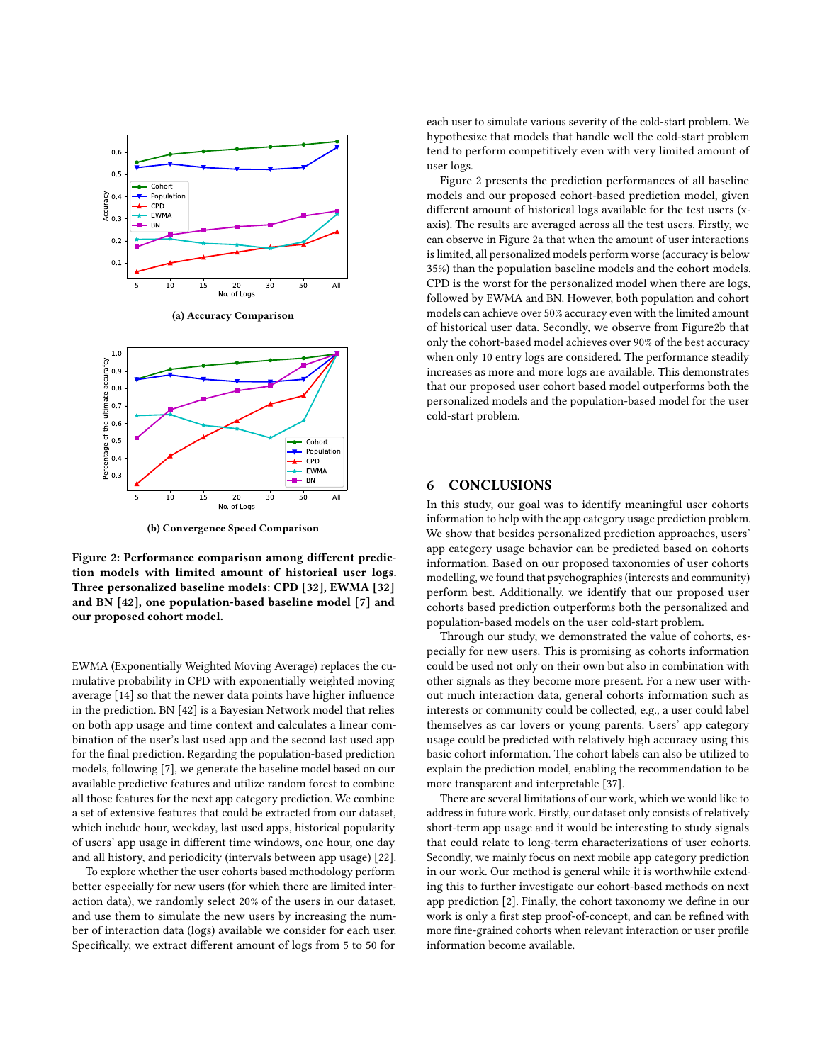(a) Accuracy Comparison

(b) Convergence Speed Comparison

**Figure 2: Performance comparison among different prediction models with limited amount of historical user logs. Three personalized baseline models: CPD [32], EWMA [32] and BN [42], one population-based baseline model [7] and our proposed cohort model.**

EWMA (Exponentially Weighted Moving Average) replaces the cumulative probability in CPD with exponentially weighted moving average [14] so that the newer data points have higher influence in the prediction. BN [42] is a Bayesian Network model that relies on both app usage and time context and calculates a linear combination of the user's last used app and the second last used app for the final prediction. Regarding the population-based prediction models, following [7], we generate the baseline model based on our available predictive features and utilize random forest to combine all those features for the next app category prediction. We combine a set of extensive features that could be extracted from our dataset, which include hour, weekday, last used apps, historical popularity of users' app usage in different time windows, one hour, one day and all history, and periodicity (intervals between app usage) [22].

To explore whether the user cohorts based methodology perform better especially for new users (for which there are limited interaction data), we randomly select 20% of the users in our dataset, and use them to simulate the new users by increasing the number of interaction data (logs) available we consider for each user. Specifically, we extract different amount of logs from 5 to 50 for each user to simulate various severity of the cold-start problem. We hypothesize that models that handle well the cold-start problem tend to perform competitively even with very limited amount of user logs.

Figure 2 presents the prediction performances of all baseline models and our proposed cohort-based prediction model, given different amount of historical logs available for the test users (x-axis). The results are averaged across all the test users. Firstly, we can observe in Figure 2a that when the amount of user interactions is limited, all personalized models perform worse (accuracy is below 35%) than the population baseline models and the cohort models. CPD is the worst for the personalized model when there are logs, followed by EWMA and BN. However, both population and cohort models can achieve over 50% accuracy even with the limited amount of historical user data. Secondly, we observe from Figure2b that only the cohort-based model achieves over 90% of the best accuracy when only 10 entry logs are considered. The performance steadily increases as more and more logs are available. This demonstrates that our proposed user cohort based model outperforms both the personalized models and the population-based model for the user cold-start problem.

## 6 CONCLUSIONS

In this study, our goal was to identify meaningful user cohorts information to help with the app category usage prediction problem. We show that besides personalized prediction approaches, users' app category usage behavior can be predicted based on cohorts information. Based on our proposed taxonomies of user cohorts modelling, we found that psychographics (interests and community) perform best. Additionally, we identify that our proposed user cohorts based prediction outperforms both the personalized and population-based models on the user cold-start problem.

Through our study, we demonstrated the value of cohorts, especially for new users. This is promising as cohorts information could be used not only on their own but also in combination with other signals as they become more present. For a new user without much interaction data, general cohorts information such as interests or community could be collected, e.g., a user could label themselves as car lovers or young parents. Users' app category usage could be predicted with relatively high accuracy using this basic cohort information. The cohort labels can also be utilized to explain the prediction model, enabling the recommendation to be more transparent and interpretable [37].

There are several limitations of our work, which we would like to address in future work. Firstly, our dataset only consists of relatively short-term app usage and it would be interesting to study signals that could relate to long-term characterizations of user cohorts. Secondly, we mainly focus on next mobile app category prediction in our work. Our method is general while it is worthwhile extending this to further investigate our cohort-based methods on next app prediction [2]. Finally, the cohort taxonomy we define in our work is only a first step proof-of-concept, and can be refined with more fine-grained cohorts when relevant interaction or user profile information become available.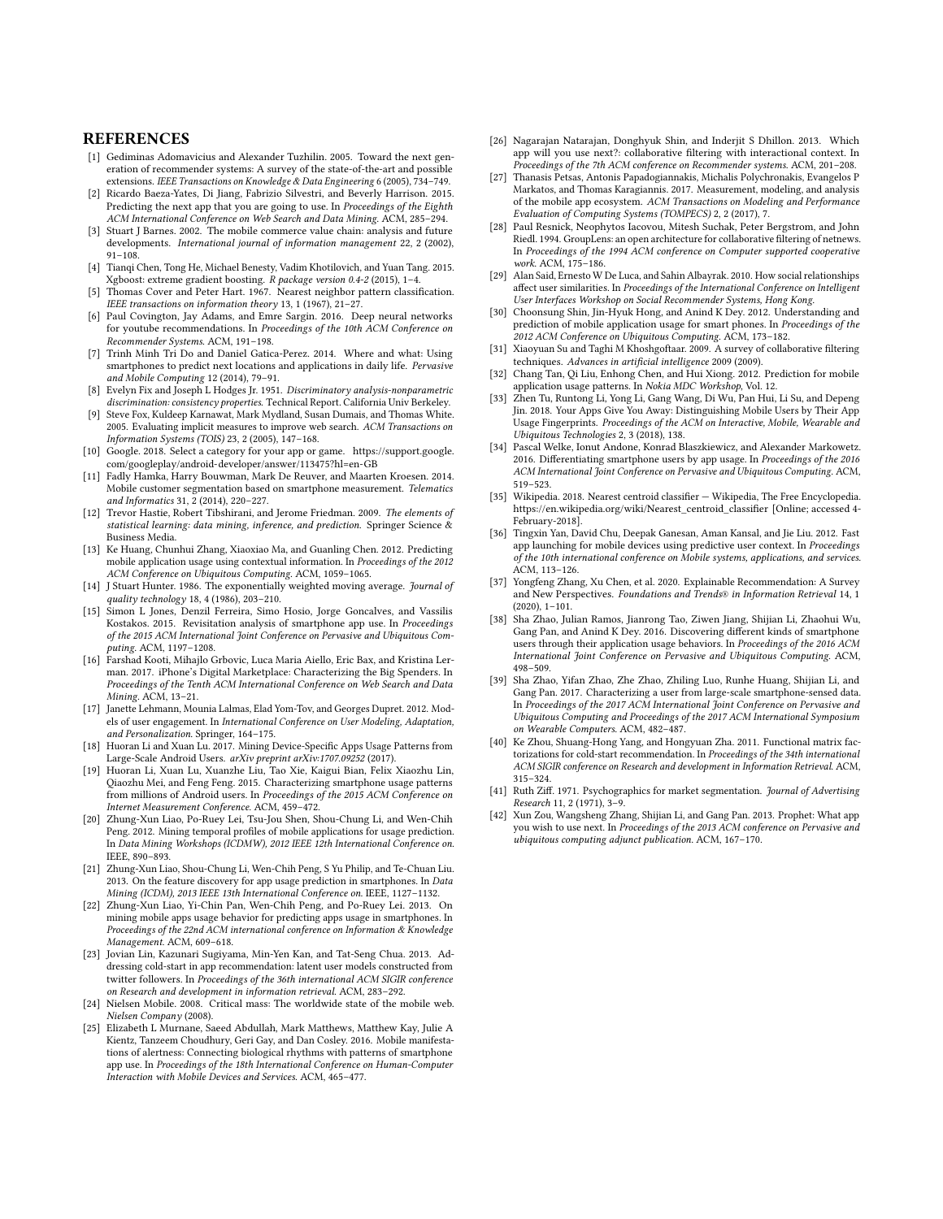## REFERENCES

[1] Gediminas Adomavicius and Alexander Tuzhilin. 2005. Toward the next generation of recommender systems: A survey of the state-of-the-art and possible extensions. *IEEE Transactions on Knowledge & Data Engineering* 6 (2005), 734–749.

[2] Ricardo Baeza-Yates, Di Jiang, Fabrizio Silvestri, and Beverly Harrison. 2015. Predicting the next app that you are going to use. In *Proceedings of the Eighth ACM International Conference on Web Search and Data Mining*. ACM, 285–294.

[3] Stuart J Barnes. 2002. The mobile commerce value chain: analysis and future developments. *International journal of information management* 22, 2 (2002), 91–108.

[4] Tianqi Chen, Tong He, Michael Benesty, Vadim Khotilovich, and Yuan Tang. 2015. Xgboost: extreme gradient boosting. *R package version 0.4-2* (2015), 1–4.

[5] Thomas Cover and Peter Hart. 1967. Nearest neighbor pattern classification. *IEEE transactions on information theory* 13, 1 (1967), 21–27.

[6] Paul Covington, Jay Adams, and Emre Sargin. 2016. Deep neural networks for youtube recommendations. In *Proceedings of the 10th ACM Conference on Recommender Systems*. ACM, 191–198.

[7] Trinh Minh Tri Do and Daniel Gatica-Perez. 2014. Where and what: Using smartphones to predict next locations and applications in daily life. *Pervasive and Mobile Computing* 12 (2014), 79–91.

[8] Evelyn Fix and Joseph L Hodges Jr. 1951. *Discriminatory analysis-nonparametric discrimination: consistency properties*. Technical Report. California Univ Berkeley.

[9] Steve Fox, Kuldeep Karnawat, Mark Mydland, Susan Dumais, and Thomas White. 2005. Evaluating implicit measures to improve web search. *ACM Transactions on Information Systems (TOIS)* 23, 2 (2005), 147–168.

[10] Google. 2018. Select a category for your app or game. https://support.google.com/googleplay/android-developer/answer/113475?hl=en-GB

[11] Fadly Hamka, Harry Bouwman, Mark De Reuver, and Maarten Kroesen. 2014. Mobile customer segmentation based on smartphone measurement. *Telematics and Informatics* 31, 2 (2014), 220–227.

[12] Trevor Hastie, Robert Tibshirani, and Jerome Friedman. 2009. *The elements of statistical learning: data mining, inference, and prediction*. Springer Science & Business Media.

[13] Ke Huang, Chunhui Zhang, Xiaoxiao Ma, and Guanling Chen. 2012. Predicting mobile application usage using contextual information. In *Proceedings of the 2012 ACM Conference on Ubiquitous Computing*. ACM, 1059–1065.

[14] J Stuart Hunter. 1986. The exponentially weighted moving average. *Journal of quality technology* 18, 4 (1986), 203–210.

[15] Simon L Jones, Denzil Ferreira, Simo Hosio, Jorge Goncalves, and Vassilis Kostakos. 2015. Revisitation analysis of smartphone app use. In *Proceedings of the 2015 ACM International Joint Conference on Pervasive and Ubiquitous Computing*. ACM, 1197–1208.

[16] Farshad Kooti, Mihajlo Grbovic, Luca Maria Aiello, Eric Bax, and Kristina Lerman. 2017. iPhone's Digital Marketplace: Characterizing the Big Spenders. In *Proceedings of the Tenth ACM International Conference on Web Search and Data Mining*. ACM, 13–21.

[17] Janette Lehmann, Mounia Lalmas, Elad Yom-Tov, and Georges Dupret. 2012. Models of user engagement. In *International Conference on User Modeling, Adaptation, and Personalization*. Springer, 164–175.

[18] Huoran Li and Xuan Lu. 2017. Mining Device-Specific Apps Usage Patterns from Large-Scale Android Users. *arXiv preprint arXiv:1707.09252* (2017).

[19] Huoran Li, Xuan Lu, Xuanzhe Liu, Tao Xie, Kaigui Bian, Felix Xiaozhu Lin, Qiaozhu Mei, and Feng Feng. 2015. Characterizing smartphone usage patterns from millions of Android users. In *Proceedings of the 2015 ACM Conference on Internet Measurement Conference*. ACM, 459–472.

[20] Zhung-Xun Liao, Po-Ruey Lei, Tsu-Jou Shen, Shou-Chung Li, and Wen-Chih Peng. 2012. Mining temporal profiles of mobile applications for usage prediction. In *Data Mining Workshops (ICDMW), 2012 IEEE 12th International Conference on*. IEEE, 890–893.

[21] Zhung-Xun Liao, Shou-Chung Li, Wen-Chih Peng, S Yu Philip, and Te-Chuan Liu. 2013. On the feature discovery for app usage prediction in smartphones. In *Data Mining (ICDM), 2013 IEEE 13th International Conference on*. IEEE, 1127–1132.

[22] Zhung-Xun Liao, Yi-Chin Pan, Wen-Chih Peng, and Po-Ruey Lei. 2013. On mining mobile apps usage behavior for predicting apps usage in smartphones. In *Proceedings of the 22nd ACM international conference on Information & Knowledge Management*. ACM, 609–618.

[23] Jovian Lin, Kazunari Sugiyama, Min-Yen Kan, and Tat-Seng Chua. 2013. Addressing cold-start in app recommendation: latent user models constructed from twitter followers. In *Proceedings of the 36th international ACM SIGIR conference on Research and development in information retrieval*. ACM, 283–292.

[24] Nielsen Mobile. 2008. Critical mass: The worldwide state of the mobile web. *Nielsen Company* (2008).

[25] Elizabeth L Murnane, Saeed Abdullah, Mark Matthews, Matthew Kay, Julie A Kientz, Tanzeem Choudhury, Geri Gay, and Dan Cosley. 2016. Mobile manifestations of alertness: Connecting biological rhythms with patterns of smartphone app use. In *Proceedings of the 18th International Conference on Human-Computer Interaction with Mobile Devices and Services*. ACM, 465–477.

[26] Nagarajan Natarajan, Donghyuk Shin, and Inderjit S Dhillon. 2013. Which app will you use next?: collaborative filtering with interactional context. In *Proceedings of the 7th ACM conference on Recommender systems*. ACM, 201–208.

[27] Thanasis Petsas, Antonis Papadogiannakis, Michalis Polychronakis, Evangelos P Markatos, and Thomas Karagiannis. 2017. Measurement, modeling, and analysis of the mobile app ecosystem. *ACM Transactions on Modeling and Performance Evaluation of Computing Systems (TOMPECS)* 2, 2 (2017), 7.

[28] Paul Resnick, Neophytos Iacovou, Mitesh Suchak, Peter Bergstrom, and John Riedl. 1994. GroupLens: an open architecture for collaborative filtering of netnews. In *Proceedings of the 1994 ACM conference on Computer supported cooperative work*. ACM, 175–186.

[29] Alan Said, Ernesto W De Luca, and Sahin Albayrak. 2010. How social relationships affect user similarities. In *Proceedings of the International Conference on Intelligent User Interfaces Workshop on Social Recommender Systems, Hong Kong*.

[30] Choonsung Shin, Jin-Hyuk Hong, and Anind K Dey. 2012. Understanding and prediction of mobile application usage for smart phones. In *Proceedings of the 2012 ACM Conference on Ubiquitous Computing*. ACM, 173–182.

[31] Xiaoyuan Su and Taghi M Khoshgoftaar. 2009. A survey of collaborative filtering techniques. *Advances in artificial intelligence* 2009 (2009).

[32] Chang Tan, Qi Liu, Enhong Chen, and Hui Xiong. 2012. Prediction for mobile application usage patterns. In *Nokia MDC Workshop*, Vol. 12.

[33] Zhen Tu, Runtong Li, Yong Li, Gang Wang, Di Wu, Pan Hui, Li Su, and Depeng Jin. 2018. Your Apps Give You Away: Distinguishing Mobile Users by Their App Usage Fingerprints. *Proceedings of the ACM on Interactive, Mobile, Wearable and Ubiquitous Technologies* 2, 3 (2018), 138.

[34] Pascal Welke, Ionut Andone, Konrad Blaszkiewicz, and Alexander Markowetz. 2016. Differentiating smartphone users by app usage. In *Proceedings of the 2016 ACM International Joint Conference on Pervasive and Ubiquitous Computing*. ACM, 519–523.

[35] Wikipedia. 2018. Nearest centroid classifier — Wikipedia, The Free Encyclopedia. https://en.wikipedia.org/wiki/Nearest_centroid_classifier [Online; accessed 4-February-2018].

[36] Tingxin Yan, David Chu, Deepak Ganesan, Aman Kansal, and Jie Liu. 2012. Fast app launching for mobile devices using predictive user context. In *Proceedings of the 10th international conference on Mobile systems, applications, and services*. ACM, 113–126.

[37] Yongfeng Zhang, Xu Chen, et al. 2020. Explainable Recommendation: A Survey and New Perspectives. *Foundations and Trends® in Information Retrieval* 14, 1 (2020), 1–101.

[38] Sha Zhao, Julian Ramos, Jianrong Tao, Ziwen Jiang, Shijian Li, Zhaohui Wu, Gang Pan, and Anind K Dey. 2016. Discovering different kinds of smartphone users through their application usage behaviors. In *Proceedings of the 2016 ACM International Joint Conference on Pervasive and Ubiquitous Computing*. ACM, 498–509.

[39] Sha Zhao, Yifan Zhao, Zhe Zhao, Zhiling Luo, Runhe Huang, Shijian Li, and Gang Pan. 2017. Characterizing a user from large-scale smartphone-sensed data. In *Proceedings of the 2017 ACM International Joint Conference on Pervasive and Ubiquitous Computing and Proceedings of the 2017 ACM International Symposium on Wearable Computers*. ACM, 482–487.

[40] Ke Zhou, Shuang-Hong Yang, and Hongyuan Zha. 2011. Functional matrix factorizations for cold-start recommendation. In *Proceedings of the 34th international ACM SIGIR conference on Research and development in Information Retrieval*. ACM, 315–324.

[41] Ruth Ziff. 1971. Psychographics for market segmentation. *Journal of Advertising Research* 11, 2 (1971), 3–9.

[42] Xun Zou, Wangsheng Zhang, Shijian Li, and Gang Pan. 2013. Prophet: What app you wish to use next. In *Proceedings of the 2013 ACM conference on Pervasive and ubiquitous computing adjunct publication*. ACM, 167–170.